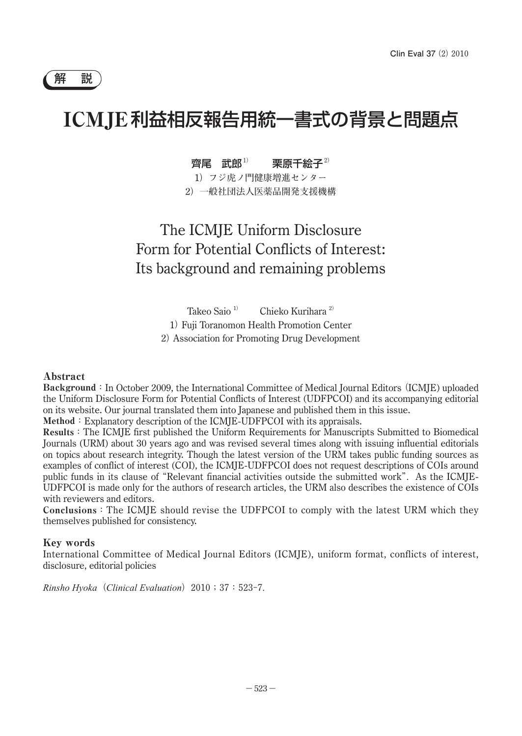解　説

# ICMJE利益相反報告用統一書式の背景と問題点

**齊尾　武郎**[1)]　　**栗原千絵子**[2)]

1）フジ虎ノ門健康増進センター
2）一般社団法人医薬品開発支援機構

# The ICMJE Uniform Disclosure Form for Potential Conflicts of Interest: Its background and remaining problems

Takeo Saio [1)]　　Chieko Kurihara [2)]

1）Fuji Toranomon Health Promotion Center
2）Association for Promoting Drug Development

## Abstract

**Background**：In October 2009, the International Committee of Medical Journal Editors（ICMJE）uploaded the Uniform Disclosure Form for Potential Conflicts of Interest (UDFPCOI) and its accompanying editorial on its website. Our journal translated them into Japanese and published them in this issue.

**Method**：Explanatory description of the ICMJE-UDFPCOI with its appraisals.

**Results**：The ICMJE first published the Uniform Requirements for Manuscripts Submitted to Biomedical Journals (URM) about 30 years ago and was revised several times along with issuing influential editorials on topics about research integrity. Though the latest version of the URM takes public funding sources as examples of conflict of interest (COI), the ICMJE-UDFPCOI does not request descriptions of COIs around public funds in its clause of "Relevant financial activities outside the submitted work". As the ICMJE-UDFPCOI is made only for the authors of research articles, the URM also describes the existence of COIs with reviewers and editors.

**Conclusions**：The ICMJE should revise the UDFPCOI to comply with the latest URM which they themselves published for consistency.

## Key words

International Committee of Medical Journal Editors (ICMJE), uniform format, conflicts of interest, disclosure, editorial policies

*Rinsho Hyoka*（*Clinical Evaluation*）2010；37：523–7.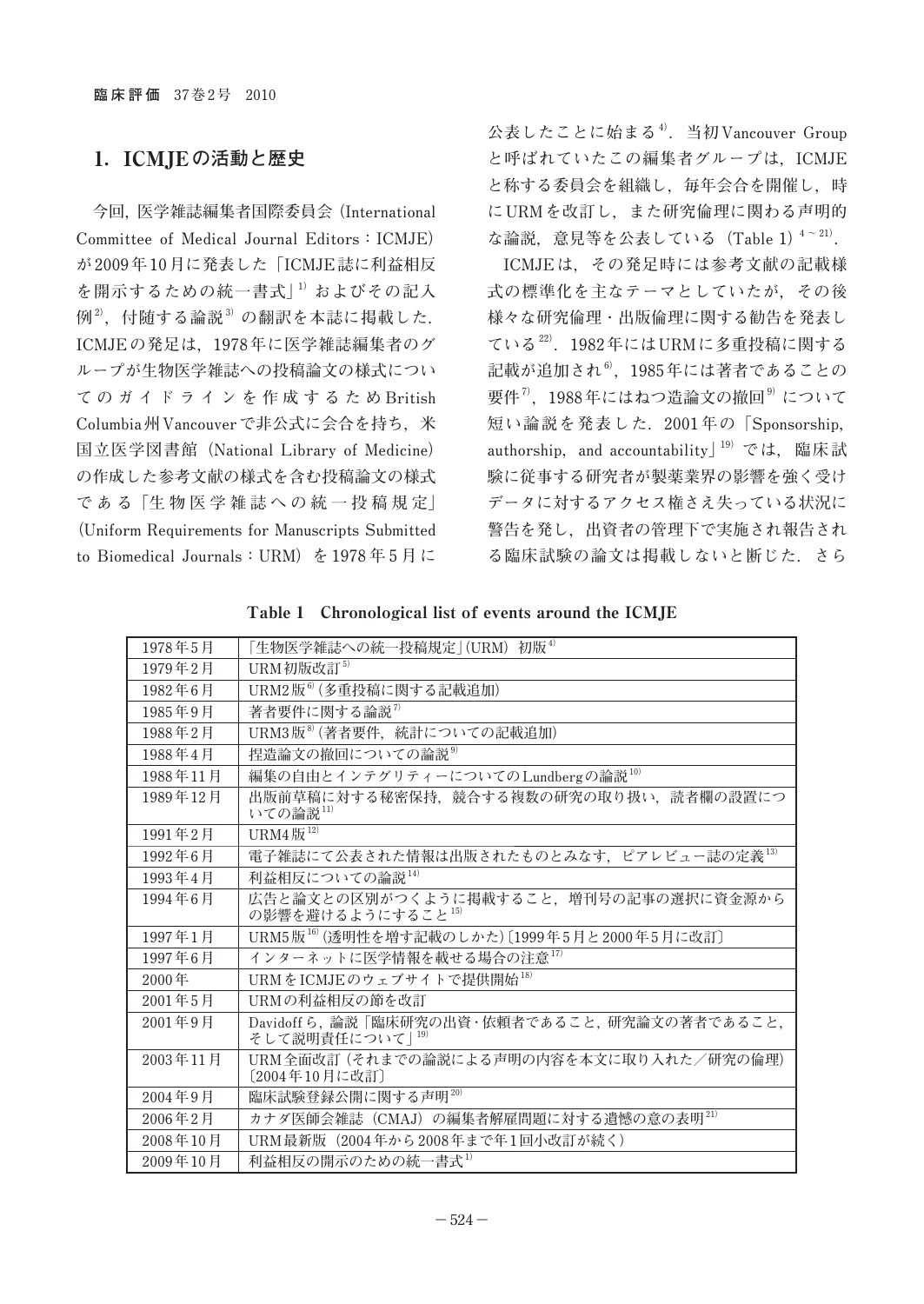## 1. ICMJEの活動と歴史

今回, 医学雑誌編集者国際委員会 (International Committee of Medical Journal Editors : ICMJE) が2009年10月に発表した「ICMJE誌に利益相反を開示するための統一書式」[1] およびその記入例[2], 付随する論説[3] の翻訳を本誌に掲載した. ICMJEの発足は, 1978年に医学雑誌編集者のグループが生物医学雑誌への投稿論文の様式についてのガイドラインを作成するためBritish Columbia州Vancouverで非公式に会合を持ち, 米国立医学図書館 (National Library of Medicine) の作成した参考文献の様式を含む投稿論文の様式である「生物医学雑誌への統一投稿規定」(Uniform Requirements for Manuscripts Submitted to Biomedical Journals : URM) を1978年5月に公表したことに始まる[4]. 当初Vancouver Groupと呼ばれていたこの編集者グループは, ICMJEと称する委員会を組織し, 毎年会合を開催し, 時にURMを改訂し, また研究倫理に関わる声明的な論説, 意見等を公表している (Table 1) [4~21].

ICMJEは, その発足時には参考文献の記載様式の標準化を主なテーマとしていたが, その後様々な研究倫理・出版倫理に関する勧告を発表している[22]. 1982年にはURMに多重投稿に関する記載が追加され[6], 1985年には著者であることの要件[7], 1988年にはねつ造論文の撤回[9] について短い論説を発表した. 2001年の「Sponsorship, authorship, and accountability」[19] では, 臨床試験に従事する研究者が製薬業界の影響を強く受けデータに対するアクセス権さえ失っている状況に警告を発し, 出資者の管理下で実施され報告される臨床試験の論文は掲載しないと断じた. さら

**Table 1 Chronological list of events around the ICMJE**

| 年月 | 事項 |
|---|---|
| 1978年5月 | 「生物医学雑誌への統一投稿規定」(URM) 初版[4] |
| 1979年2月 | URM初版改訂[5] |
| 1982年6月 | URM2版[6] (多重投稿に関する記載追加) |
| 1985年9月 | 著者要件に関する論説[7] |
| 1988年2月 | URM3版[8] (著者要件, 統計についての記載追加) |
| 1988年4月 | 捏造論文の撤回についての論説[9] |
| 1988年11月 | 編集の自由とインテグリティーについてのLundbergの論説[10] |
| 1989年12月 | 出版前草稿に対する秘密保持, 競合する複数の研究の取り扱い, 読者欄の設置についての論説[11] |
| 1991年2月 | URM4版[12] |
| 1992年6月 | 電子雑誌にて公表された情報は出版されたものとみなす, ピアレビュー誌の定義[13] |
| 1993年4月 | 利益相反についての論説[14] |
| 1994年6月 | 広告と論文との区別がつくように掲載すること, 増刊号の記事の選択に資金源からの影響を避けるようにすること[15] |
| 1997年1月 | URM5版[16] (透明性を増す記載のしかた)〔1999年5月と2000年5月に改訂〕 |
| 1997年6月 | インターネットに医学情報を載せる場合の注意[17] |
| 2000年 | URMをICMJEのウェブサイトで提供開始[18] |
| 2001年5月 | URMの利益相反の節を改訂 |
| 2001年9月 | Davidoffら, 論説「臨床研究の出資・依頼者であること, 研究論文の著者であること, そして説明責任について」[19] |
| 2003年11月 | URM全面改訂 (それまでの論説による声明の内容を本文に取り入れた/研究の倫理)〔2004年10月に改訂〕 |
| 2004年9月 | 臨床試験登録公開に関する声明[20] |
| 2006年2月 | カナダ医師会雑誌 (CMAJ) の編集者解雇問題に対する遺憾の意の表明[21] |
| 2008年10月 | URM最新版 (2004年から2008年まで年1回小改訂が続く) |
| 2009年10月 | 利益相反の開示のための統一書式[1] |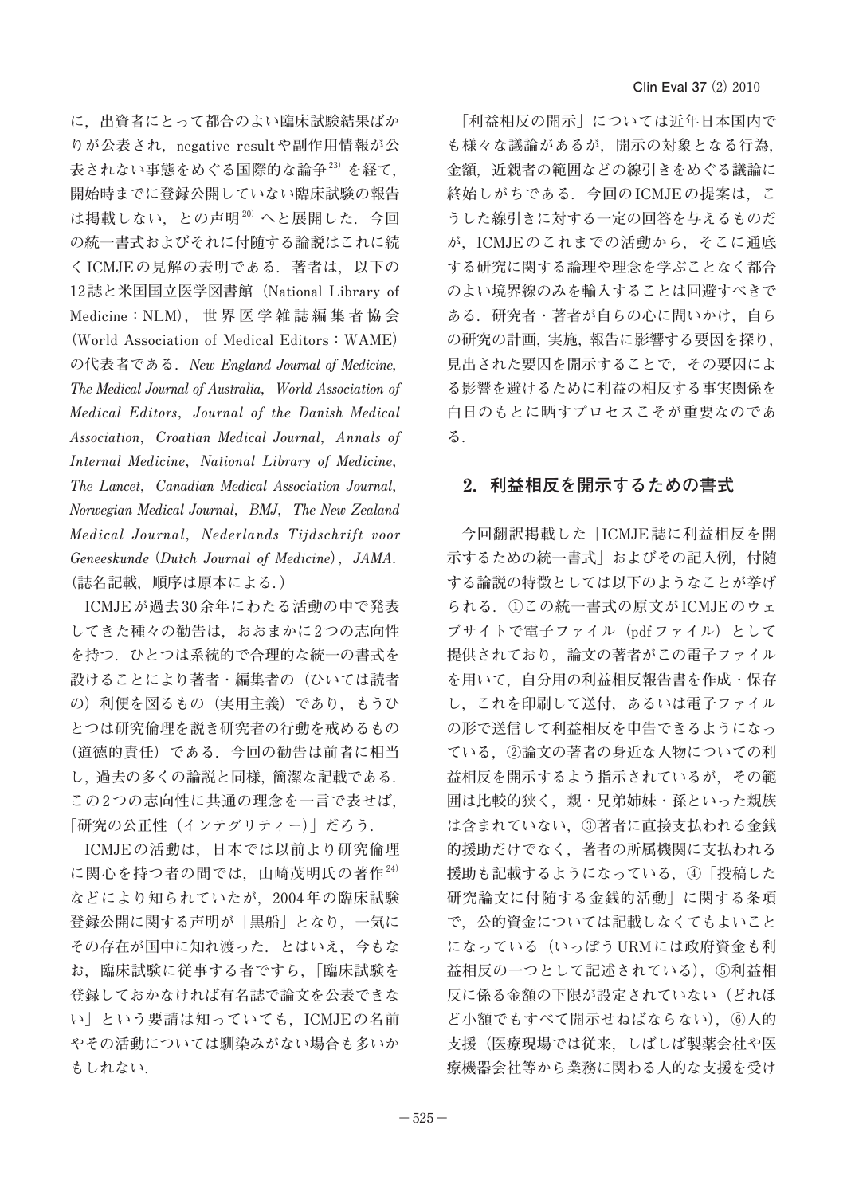に，出資者にとって都合のよい臨床試験結果ばかりが公表され，negative resultや副作用情報が公表されない事態をめぐる国際的な論争[23]を経て，開始時までに登録公開していない臨床試験の報告は掲載しない，との声明[20]へと展開した．今回の統一書式およびそれに付随する論説はこれに続くICMJEの見解の表明である．著者は，以下の12誌と米国国立医学図書館（National Library of Medicine：NLM），世界医学雑誌編集者協会（World Association of Medical Editors：WAME）の代表者である．*New England Journal of Medicine*, *The Medical Journal of Australia*, *World Association of Medical Editors*, *Journal of the Danish Medical Association*, *Croatian Medical Journal*, *Annals of Internal Medicine*, *National Library of Medicine*, *The Lancet*, *Canadian Medical Association Journal*, *Norwegian Medical Journal*, *BMJ*, *The New Zealand Medical Journal*, *Nederlands Tijdschrift voor Geneeskunde (Dutch Journal of Medicine)*, *JAMA*.（誌名記載，順序は原本による．）

ICMJEが過去30余年にわたる活動の中で発表してきた種々の勧告は，おおまかに2つの志向性を持つ．ひとつは系統的で合理的な統一の書式を設けることにより著者・編集者の（ひいては読者の）利便を図るもの（実用主義）であり，もうひとつは研究倫理を説き研究者の行動を戒めるもの（道徳的責任）である．今回の勧告は前者に相当し，過去の多くの論説と同様，簡潔な記載である．この2つの志向性に共通の理念を一言で表せば，「研究の公正性（インテグリティー）」だろう．

ICMJEの活動は，日本では以前より研究倫理に関心を持つ者の間では，山崎茂明氏の著作[24]などにより知られていたが，2004年の臨床試験登録公開に関する声明が「黒船」となり，一気にその存在が国中に知れ渡った．とはいえ，今もなお，臨床試験に従事する者ですら，「臨床試験を登録しておかなければ有名誌で論文を公表できない」という要請は知っていても，ICMJEの名前やその活動については馴染みがない場合も多いかもしれない．

「利益相反の開示」については近年日本国内でも様々な議論があるが，開示の対象となる行為，金額，近親者の範囲などの線引きをめぐる議論に終始しがちである．今回のICMJEの提案は，こうした線引きに対する一定の回答を与えるものだが，ICMJEのこれまでの活動から，そこに通底する研究に関する論理や理念を学ぶことなく都合のよい境界線のみを輸入することは回避すべきである．研究者・著者が自らの心に問いかけ，自らの研究の計画，実施，報告に影響する要因を探り，見出された要因を開示することで，その要因による影響を避けるために利益の相反する事実関係を白日のもとに晒すプロセスこそが重要なのである．

## 2. 利益相反を開示するための書式

今回翻訳掲載した「ICMJE誌に利益相反を開示するための統一書式」およびその記入例，付随する論説の特徴としては以下のようなことが挙げられる．①この統一書式の原文がICMJEのウェブサイトで電子ファイル（pdfファイル）として提供されており，論文の著者がこの電子ファイルを用いて，自分用の利益相反報告書を作成・保存し，これを印刷して送付，あるいは電子ファイルの形で送信して利益相反を申告できるようになっている，②論文の著者の身近な人物についての利益相反を開示するよう指示されているが，その範囲は比較的狭く，親・兄弟姉妹・孫といった親族は含まれていない，③著者に直接支払われる金銭的援助だけでなく，著者の所属機関に支払われる援助も記載するようになっている，④「投稿した研究論文に付随する金銭的活動」に関する条項で，公的資金については記載しなくてもよいことになっている（いっぽうURMには政府資金も利益相反の一つとして記述されている），⑤利益相反に係る金額の下限が設定されていない（どれほど小額でもすべて開示せねばならない），⑥人的支援（医療現場では従来，しばしば製薬会社や医療機器会社等から業務に関わる人的な支援を受け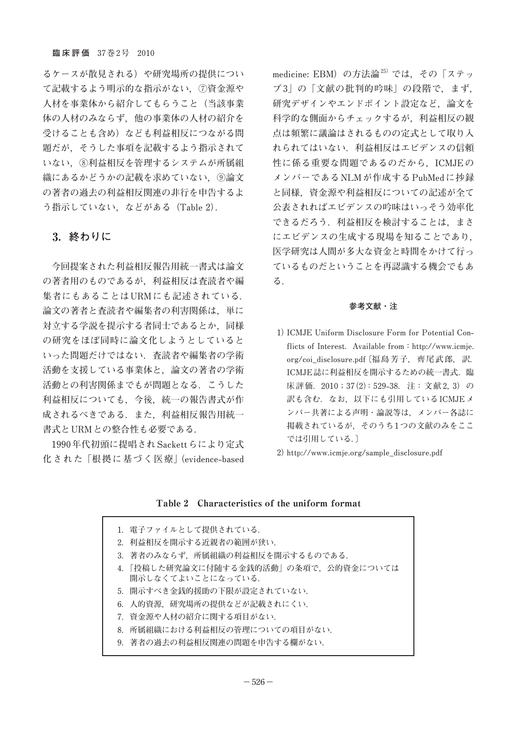るケースが散見される）や研究場所の提供について記載するよう明示的な指示がない，⑦資金源や人材を事業体から紹介してもらうこと（当該事業体の人材のみならず，他の事業体の人材の紹介を受けることも含め）なども利益相反につながる問題だが，そうした事項を記載するよう指示されていない，⑧利益相反を管理するシステムが所属組織にあるかどうかの記載を求めていない，⑨論文の著者の過去の利益相反関連の非行を申告するよう指示していない，などがある（Table 2）．

## 3. 終わりに

今回提案された利益相反報告用統一書式は論文の著者用のものであるが，利益相反は査読者や編集者にもあることはURMにも記述されている．論文の著者と査読者や編集者の利害関係は，単に対立する学説を提示する者同士であるとか，同様の研究をほぼ同時に論文化しようとしているといった問題だけではない．査読者や編集者の学術活動を支援している事業体と，論文の著者の学術活動との利害関係までもが問題となる．こうした利益相反についても，今後，統一の報告書式が作成されるべきである．また，利益相反報告用統一書式とURMとの整合性も必要である．

1990年代初頭に提唱されSackettらにより定式化された「根拠に基づく医療」(evidence-based medicine: EBM）の方法論[25]では，その「ステップ3」の「文献の批判的吟味」の段階で，まず，研究デザインやエンドポイント設定など，論文を科学的な側面からチェックするが，利益相反の観点は頻繁に議論はされるものの定式として取り入れられてはいない．利益相反はエビデンスの信頼性に係る重要な問題であるのだから，ICMJEのメンバーであるNLMが作成するPubMedに抄録と同様，資金源や利益相反についての記述が全て公表されればエビデンスの吟味はいっそう効率化できるだろう．利益相反を検討することは，まさにエビデンスの生成する現場を知ることであり，医学研究は人間が多大な資金と時間をかけて行っているものだということを再認識する機会でもある．

### 参考文献・注

1) ICMJE Uniform Disclosure Form for Potential Conflicts of Interest. Available from：http://www.icmje.org/coi_disclosure.pdf〔福島芳子，齊尾武郎，訳．ICMJE誌に利益相反を開示するための統一書式．臨床評価．2010；37(2)：529-38．注：文献2, 3）の訳も含む．なお，以下にも引用しているICMJEメンバー共著による声明・論説等は，メンバー各誌に掲載されているが，そのうち1つの文献のみをここでは引用している．〕
2) http://www.icmje.org/sample_disclosure.pdf

**Table 2　Characteristics of the uniform format**

1. 電子ファイルとして提供されている．
2. 利益相反を開示する近親者の範囲が狭い．
3. 著者のみならず，所属組織の利益相反を開示するものである．
4. 「投稿した研究論文に付随する金銭的活動」の条項で，公的資金については開示しなくてよいことになっている．
5. 開示すべき金銭的援助の下限が設定されていない．
6. 人的資源，研究場所の提供などが記載されにくい．
7. 資金源や人材の紹介に関する項目がない．
8. 所属組織における利益相反の管理についての項目がない．
9. 著者の過去の利益相反関連の問題を申告する欄がない．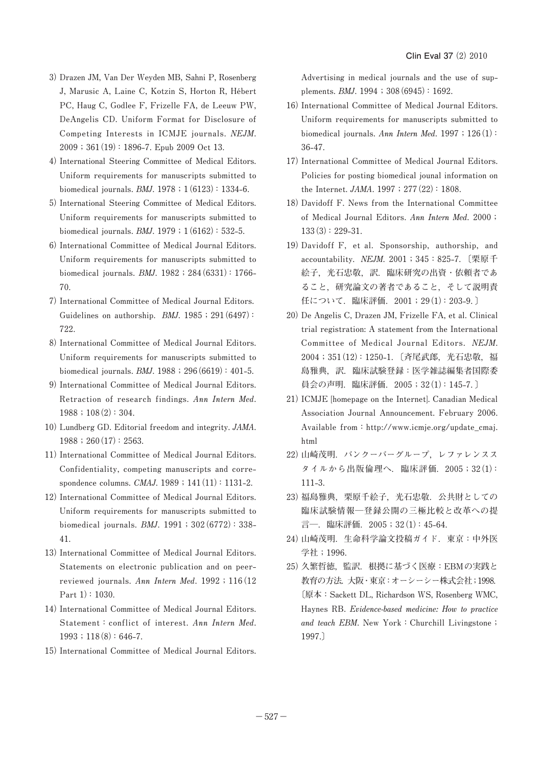3) Drazen JM, Van Der Weyden MB, Sahni P, Rosenberg J, Marusic A, Laine C, Kotzin S, Horton R, Hébert PC, Haug C, Godlee F, Frizelle FA, de Leeuw PW, DeAngelis CD. Uniform Format for Disclosure of Competing Interests in ICMJE journals. *NEJM*. 2009；361(19)：1896-7. Epub 2009 Oct 13.
4) International Steering Committee of Medical Editors. Uniform requirements for manuscripts submitted to biomedical journals. *BMJ*. 1978；1(6123)：1334-6.
5) International Steering Committee of Medical Editors. Uniform requirements for manuscripts submitted to biomedical journals. *BMJ*. 1979；1(6162)：532-5.
6) International Committee of Medical Journal Editors. Uniform requirements for manuscripts submitted to biomedical journals. *BMJ*. 1982；284(6331)：1766-70.
7) International Committee of Medical Journal Editors. Guidelines on authorship. *BMJ*. 1985；291(6497)：722.
8) International Committee of Medical Journal Editors. Uniform requirements for manuscripts submitted to biomedical journals. *BMJ*. 1988；296(6619)：401-5.
9) International Committee of Medical Journal Editors. Retraction of research findings. *Ann Intern Med*. 1988；108(2)：304.
10) Lundberg GD. Editorial freedom and integrity. *JAMA*. 1988；260(17)：2563.
11) International Committee of Medical Journal Editors. Confidentiality, competing manuscripts and correspondence columns. *CMAJ*. 1989；141(11)：1131-2.
12) International Committee of Medical Journal Editors. Uniform requirements for manuscripts submitted to biomedical journals. *BMJ*. 1991；302(6772)：338-41.
13) International Committee of Medical Journal Editors. Statements on electronic publication and on peer-reviewed journals. *Ann Intern Med*. 1992；116(12 Part 1)：1030.
14) International Committee of Medical Journal Editors. Statement：conflict of interest. *Ann Intern Med*. 1993；118(8)：646-7.
15) International Committee of Medical Journal Editors. Advertising in medical journals and the use of supplements. *BMJ*. 1994；308(6945)：1692.
16) International Committee of Medical Journal Editors. Uniform requirements for manuscripts submitted to biomedical journals. *Ann Intern Med*. 1997；126(1)：36-47.
17) International Committee of Medical Journal Editors. Policies for posting biomedical jounal information on the Internet. *JAMA*. 1997；277(22)：1808.
18) Davidoff F. News from the International Committee of Medical Journal Editors. *Ann Intern Med*. 2000；133(3)：229-31.
19) Davidoff F, et al. Sponsorship, authorship, and accountability. *NEJM*. 2001；345：825-7. 〔栗原千絵子，光石忠敬，訳．臨床研究の出資・依頼者であること，研究論文の著者であること，そして説明責任について．臨床評価．2001；29(1)：203-9.〕
20) De Angelis C, Drazen JM, Frizelle FA, et al. Clinical trial registration: A statement from the International Committee of Medical Journal Editors. *NEJM*. 2004；351(12)：1250-1. 〔斉尾武郎，光石忠敬，福島雅典，訳．臨床試験登録：医学雑誌編集者国際委員会の声明．臨床評価．2005；32(1)：145-7.〕
21) ICMJE [homepage on the Internet]. Canadian Medical Association Journal Announcement. February 2006. Available from：http://www.icmje.org/update_cmaj.html
22) 山崎茂明．バンクーバーグループ，レファレンススタイルから出版倫理へ．臨床評価．2005；32(1)：111-3.
23) 福島雅典，栗原千絵子，光石忠敬．公共財としての臨床試験情報―登録公開の三極比較と改革への提言―．臨床評価．2005；32(1)：45-64.
24) 山崎茂明．生命科学論文投稿ガイド．東京：中外医学社；1996.
25) 久繁哲徳，監訳．根拠に基づく医療：EBMの実践と教育の方法．大阪・東京：オーシーシー株式会社；1998. 〔原本：Sackett DL, Richardson WS, Rosenberg WMC, Haynes RB. *Evidence-based medicine: How to practice and teach EBM*. New York：Churchill Livingstone；1997.〕